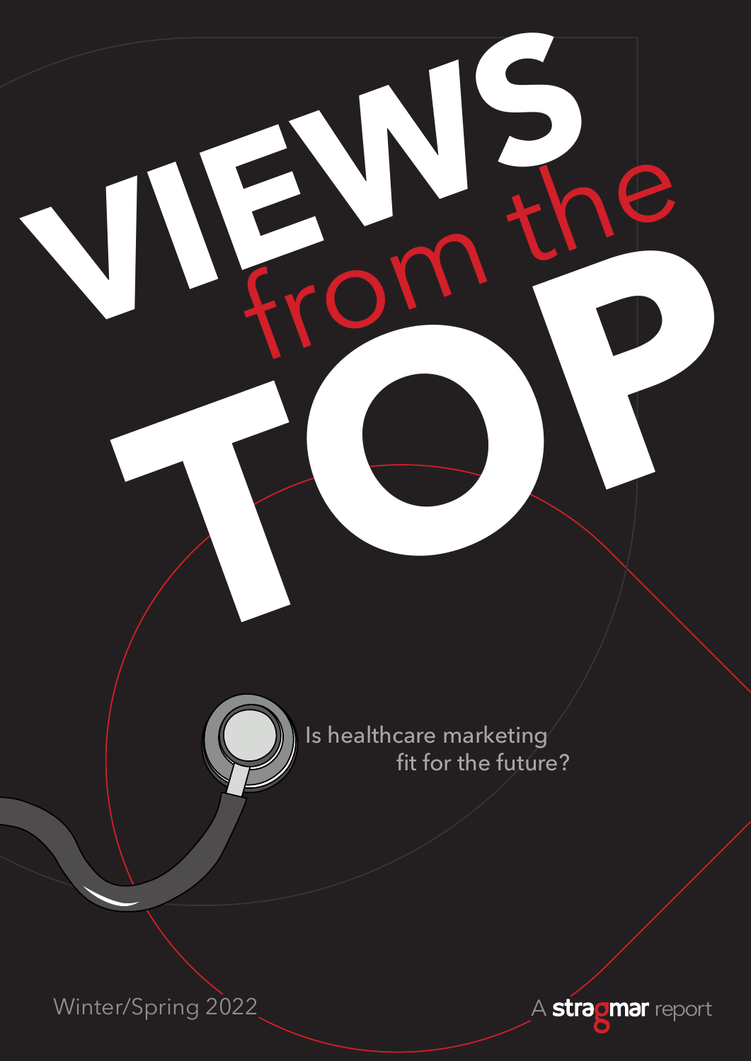# VIEWS from the TOP

Is healthcare marketing fit for the future?

Winter/Spring 2022

A stragmar report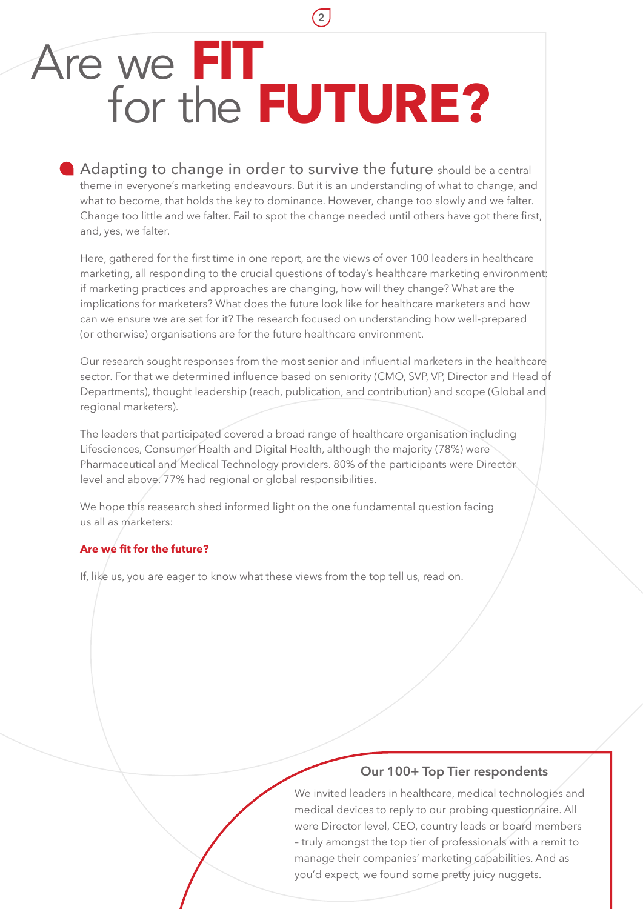# Are we FIT for the FUTURE?

**Adapting to change in order to survive the future** should be a central theme in everyone's marketing endeavours. But it is an understanding of what to change, and what to become, that holds the key to dominance. However, change too slowly and we falter. Change too little and we falter. Fail to spot the change needed until others have got there first, and, yes, we falter.

Here, gathered for the first time in one report, are the views of over 100 leaders in healthcare marketing, all responding to the crucial questions of today's healthcare marketing environment: if marketing practices and approaches are changing, how will they change? What are the implications for marketers? What does the future look like for healthcare marketers and how can we ensure we are set for it? The research focused on understanding how well-prepared (or otherwise) organisations are for the future healthcare environment.

Our research sought responses from the most senior and influential marketers in the healthcare sector. For that we determined influence based on seniority (CMO, SVP, VP, Director and Head of Departments), thought leadership (reach, publication, and contribution) and scope (Global and regional marketers).

The leaders that participated covered a broad range of healthcare organisation including Lifesciences, Consumer Health and Digital Health, although the majority (78%) were Pharmaceutical and Medical Technology providers. 80% of the participants were Director level and above. 77% had regional or global responsibilities.

We hope this reasearch shed informed light on the one fundamental question facing us all as marketers:

**Are we fit for the future?**

If, like us, you are eager to know what these views from the top tell us, read on.

## Our 100+ Top Tier respondents

We invited leaders in healthcare, medical technologies and medical devices to reply to our probing questionnaire. All were Director level, CEO, country leads or board members – truly amongst the top tier of professionals with a remit to manage their companies' marketing capabilities. And as you'd expect, we found some pretty juicy nuggets.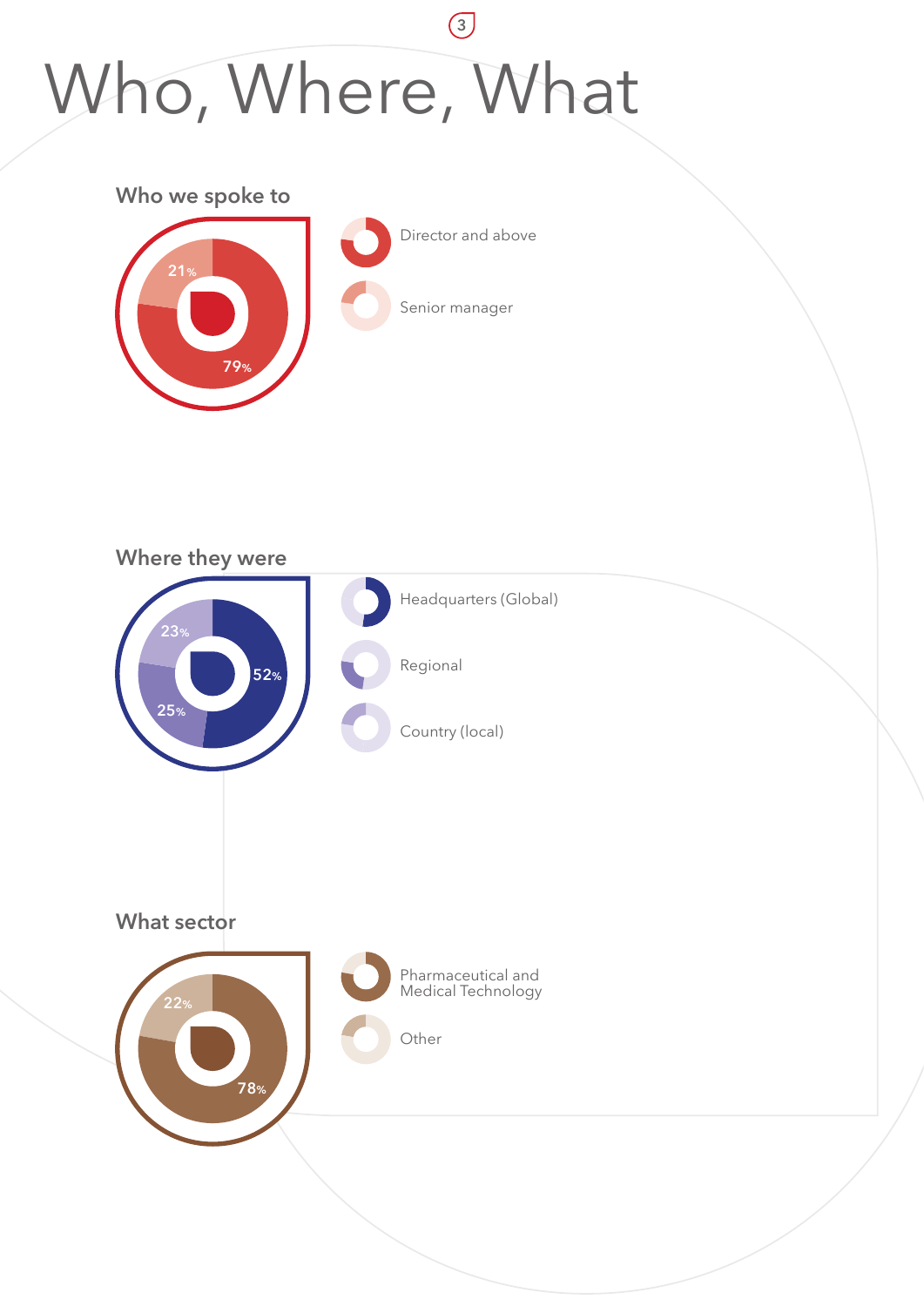# Who, Where, What

## Who we spoke to

- Director and above: 79%
- Senior manager: 21%

## Where they were

- Headquarters (Global): 52%
- Regional: 25%
- Country (local): 23%

## What sector

- Pharmaceutical and Medical Technology: 78%
- Other: 22%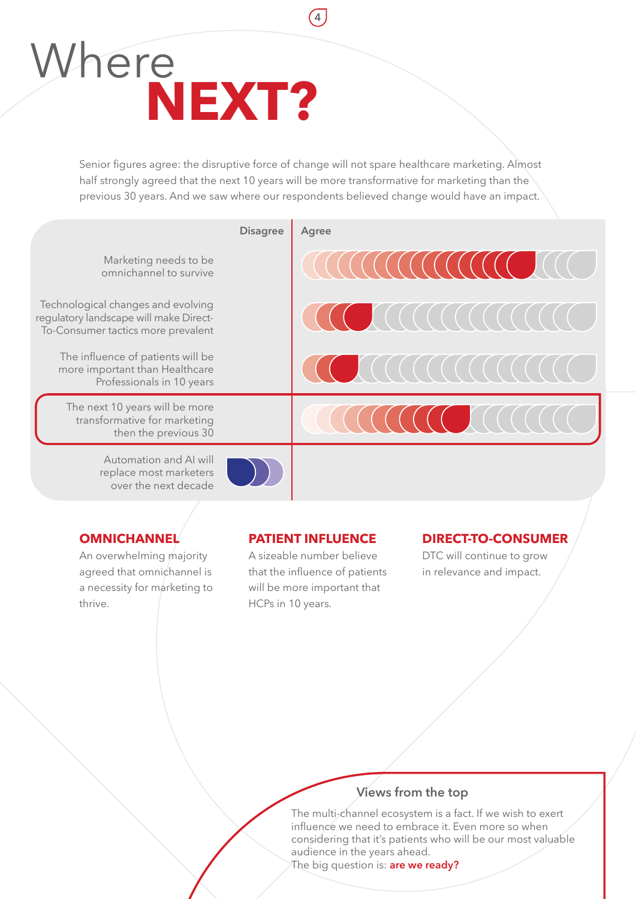# Where **NEXT?**

Senior figures agree: the disruptive force of change will not spare healthcare marketing. Almost half strongly agreed that the next 10 years will be more transformative for marketing than the previous 30 years. And we saw where our respondents believed change would have an impact.

| | Disagree | Agree |
|---|---|---|
| Marketing needs to be omnichannel to survive | | |
| Technological changes and evolving regulatory landscape will make Direct-To-Consumer tactics more prevalent | | |
| The influence of patients will be more important than Healthcare Professionals in 10 years | | |
| The next 10 years will be more transformative for marketing then the previous 30 | | |
| Automation and AI will replace most marketers over the next decade | | |

## OMNICHANNEL

An overwhelming majority agreed that omnichannel is a necessity for marketing to thrive.

## PATIENT INFLUENCE

A sizeable number believe that the influence of patients will be more important that HCPs in 10 years.

## DIRECT-TO-CONSUMER

DTC will continue to grow in relevance and impact.

### Views from the top

The multi-channel ecosystem is a fact. If we wish to exert influence we need to embrace it. Even more so when considering that it's patients who will be our most valuable audience in the years ahead.
The big question is: **are we ready?**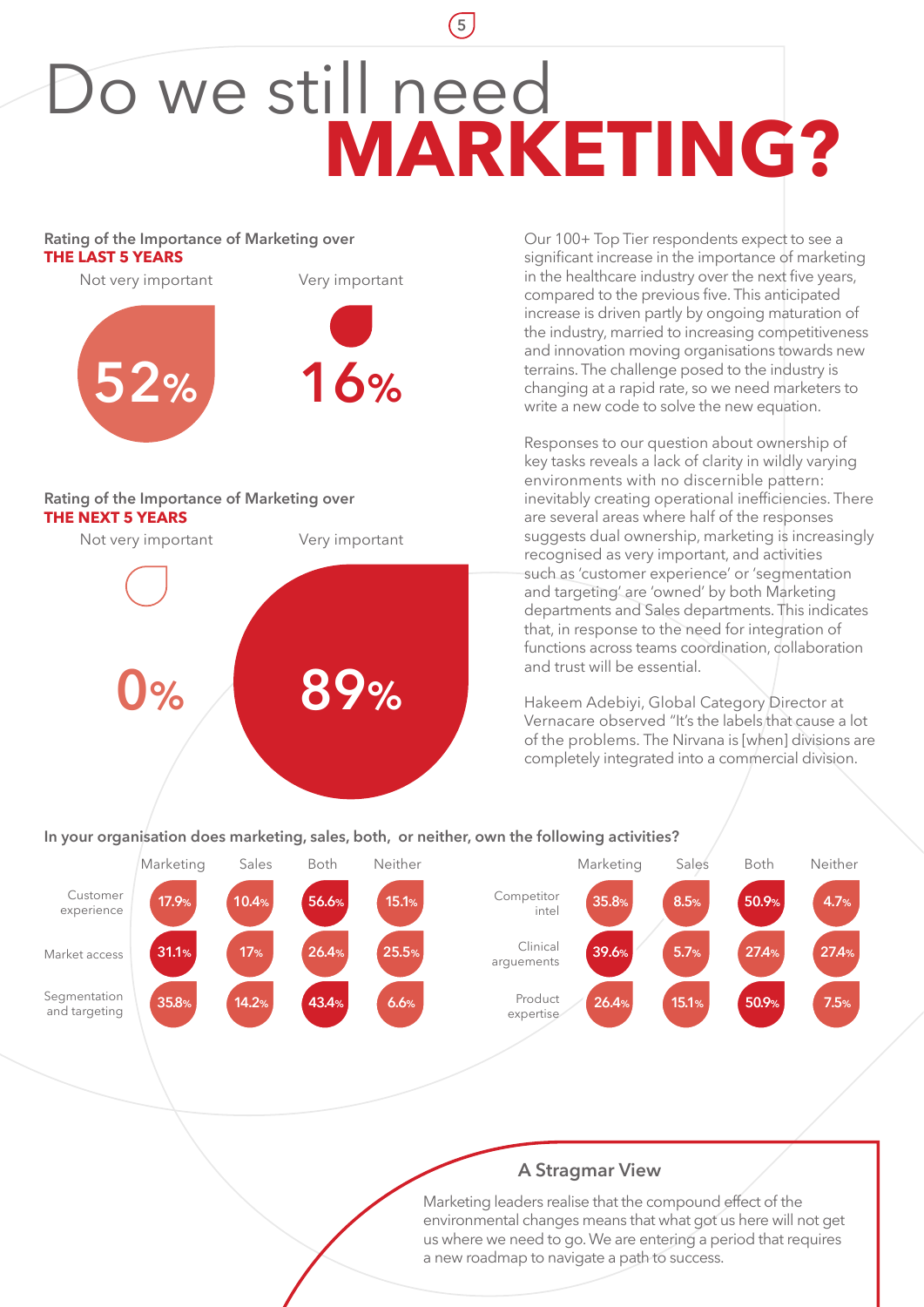# Do we still need **MARKETING?**

**Rating of the Importance of Marketing over THE LAST 5 YEARS**

| Not very important | Very important |
|---|---|
| 52% | 16% |

**Rating of the Importance of Marketing over THE NEXT 5 YEARS**

| Not very important | Very important |
|---|---|
| 0% | 89% |

Our 100+ Top Tier respondents expect to see a significant increase in the importance of marketing in the healthcare industry over the next five years, compared to the previous five. This anticipated increase is driven partly by ongoing maturation of the industry, married to increasing competitiveness and innovation moving organisations towards new terrains. The challenge posed to the industry is changing at a rapid rate, so we need marketers to write a new code to solve the new equation.

Responses to our question about ownership of key tasks reveals a lack of clarity in wildly varying environments with no discernible pattern: inevitably creating operational inefficiencies. There are several areas where half of the responses suggests dual ownership, marketing is increasingly recognised as very important, and activities such as 'customer experience' or 'segmentation and targeting' are 'owned' by both Marketing departments and Sales departments. This indicates that, in response to the need for integration of functions across teams coordination, collaboration and trust will be essential.

Hakeem Adebiyi, Global Category Director at Vernacare observed "It's the labels that cause a lot of the problems. The Nirvana is [when] divisions are completely integrated into a commercial division.

**In your organisation does marketing, sales, both, or neither, own the following activities?**

| | Marketing | Sales | Both | Neither |
|---|---|---|---|---|
| Customer experience | 17.9% | 10.4% | 56.6% | 15.1% |
| Market access | 31.1% | 17% | 26.4% | 25.5% |
| Segmentation and targeting | 35.8% | 14.2% | 43.4% | 6.6% |
| Competitor intel | 35.8% | 8.5% | 50.9% | 4.7% |
| Clinical arguements | 39.6% | 5.7% | 27.4% | 27.4% |
| Product expertise | 26.4% | 15.1% | 50.9% | 7.5% |

## A Stragmar View

Marketing leaders realise that the compound effect of the environmental changes means that what got us here will not get us where we need to go. We are entering a period that requires a new roadmap to navigate a path to success.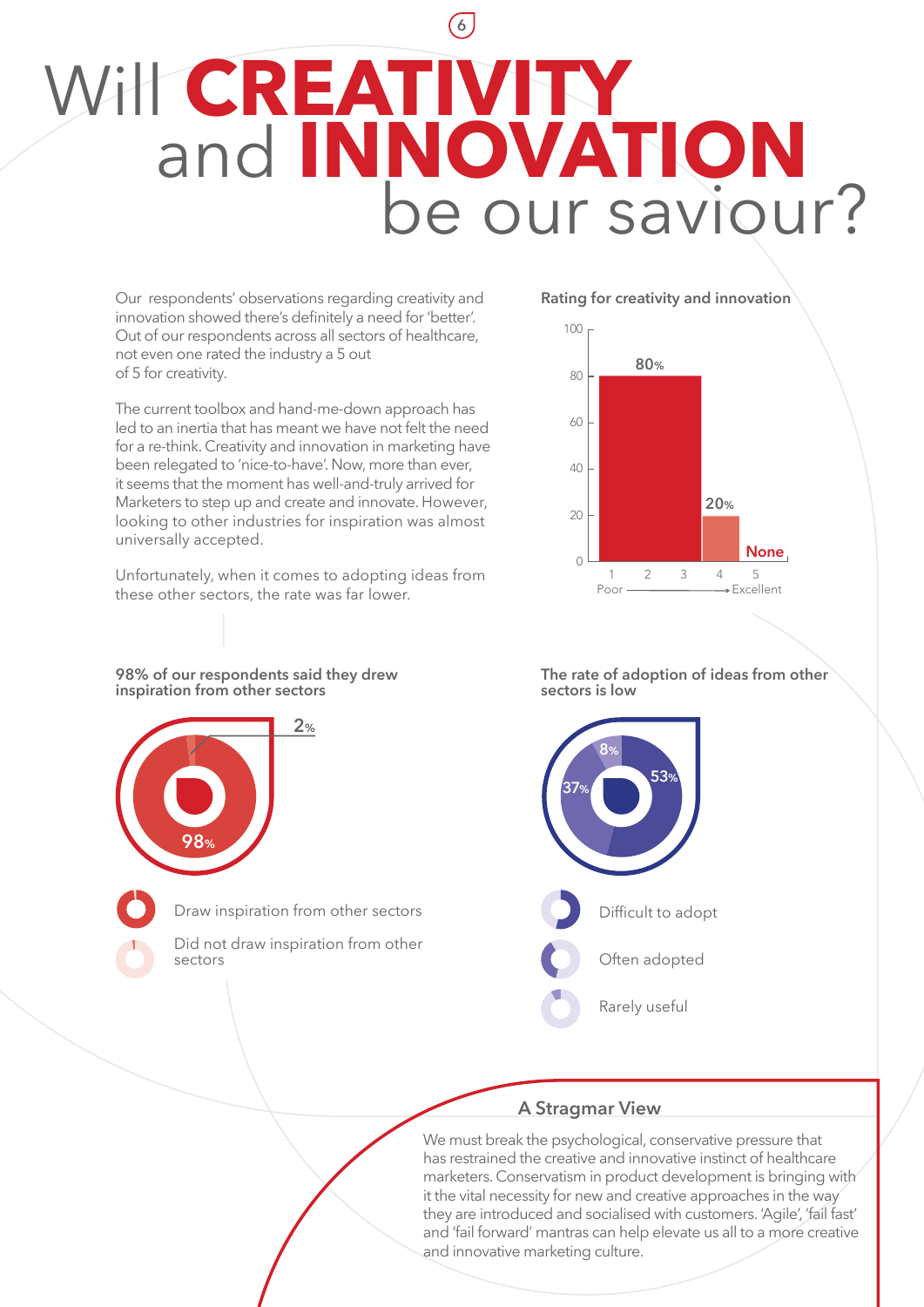# Will CREATIVITY and INNOVATION be our saviour?

Our respondents' observations regarding creativity and innovation showed there's definitely a need for 'better'. Out of our respondents across all sectors of healthcare, not even one rated the industry a 5 out of 5 for creativity.

The current toolbox and hand-me-down approach has led to an inertia that has meant we have not felt the need for a re-think. Creativity and innovation in marketing have been relegated to 'nice-to-have'. Now, more than ever, it seems that the moment has well-and-truly arrived for Marketers to step up and create and innovate. However, looking to other industries for inspiration was almost universally accepted.

Unfortunately, when it comes to adopting ideas from these other sectors, the rate was far lower.

**Rating for creativity and innovation**

| Rating (1 Poor → 5 Excellent) | % |
|---|---|
| 1 | |
| 2 | |
| 3 | 80% |
| 4 | 20% |
| 5 | None |

**98% of our respondents said they drew inspiration from other sectors**

- Draw inspiration from other sectors: 98%
- Did not draw inspiration from other sectors: 2%

**The rate of adoption of ideas from other sectors is low**

- Difficult to adopt: 53%
- Often adopted: 37%
- Rarely useful: 8%

## A Stragmar View

We must break the psychological, conservative pressure that has restrained the creative and innovative instinct of healthcare marketers. Conservatism in product development is bringing with it the vital necessity for new and creative approaches in the way they are introduced and socialised with customers. 'Agile', 'fail fast' and 'fail forward' mantras can help elevate us all to a more creative and innovative marketing culture.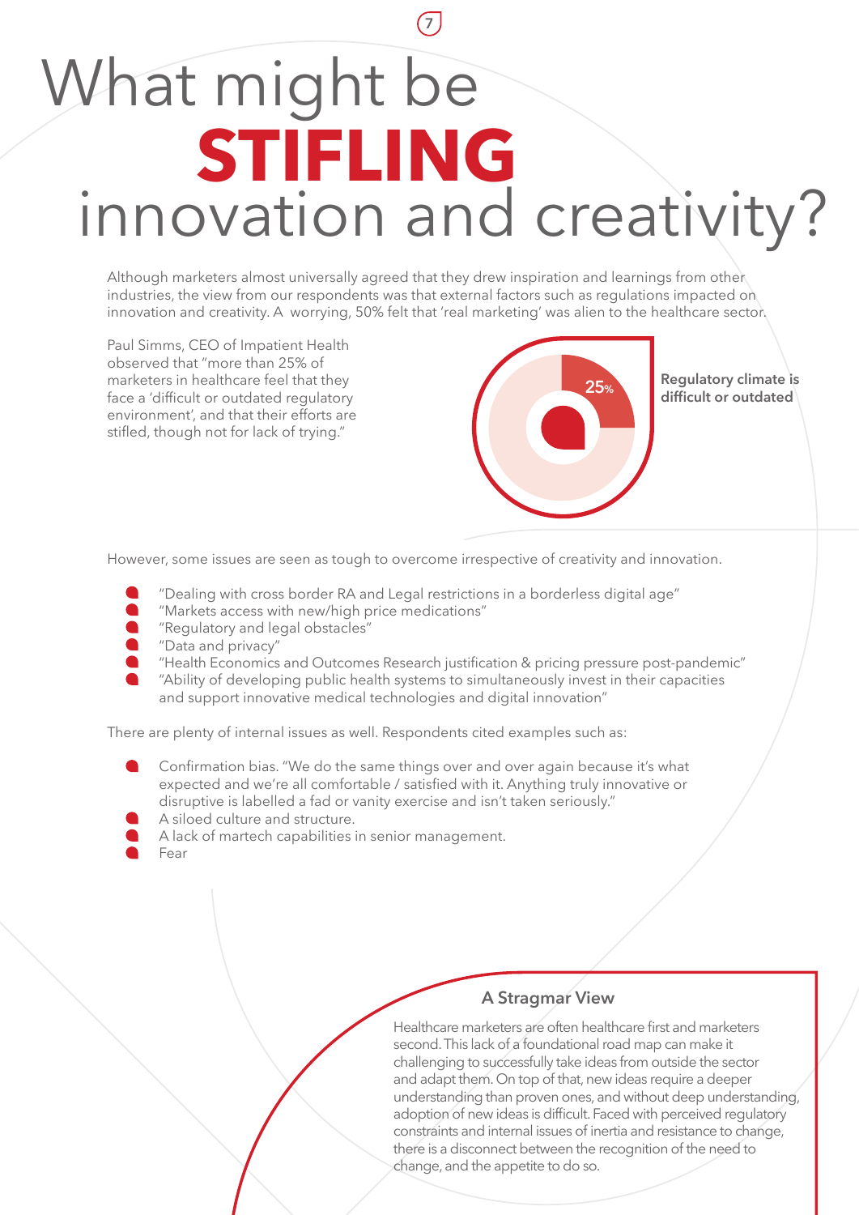# What might be **STIFLING** innovation and creativity?

Although marketers almost universally agreed that they drew inspiration and learnings from other industries, the view from our respondents was that external factors such as regulations impacted on innovation and creativity. A worrying, 50% felt that 'real marketing' was alien to the healthcare sector.

Paul Simms, CEO of Impatient Health observed that "more than 25% of marketers in healthcare feel that they face a 'difficult or outdated regulatory environment', and that their efforts are stifled, though not for lack of trying."

25%

**Regulatory climate is difficult or outdated**

However, some issues are seen as tough to overcome irrespective of creativity and innovation.

- "Dealing with cross border RA and Legal restrictions in a borderless digital age"
- "Markets access with new/high price medications"
- "Regulatory and legal obstacles"
- "Data and privacy"
- "Health Economics and Outcomes Research justification & pricing pressure post-pandemic"
- "Ability of developing public health systems to simultaneously invest in their capacities and support innovative medical technologies and digital innovation"

There are plenty of internal issues as well. Respondents cited examples such as:

- Confirmation bias. "We do the same things over and over again because it's what expected and we're all comfortable / satisfied with it. Anything truly innovative or disruptive is labelled a fad or vanity exercise and isn't taken seriously."
- A siloed culture and structure.
- A lack of martech capabilities in senior management.
- Fear

### A Stragmar View

Healthcare marketers are often healthcare first and marketers second. This lack of a foundational road map can make it challenging to successfully take ideas from outside the sector and adapt them. On top of that, new ideas require a deeper understanding than proven ones, and without deep understanding, adoption of new ideas is difficult. Faced with perceived regulatory constraints and internal issues of inertia and resistance to change, there is a disconnect between the recognition of the need to change, and the appetite to do so.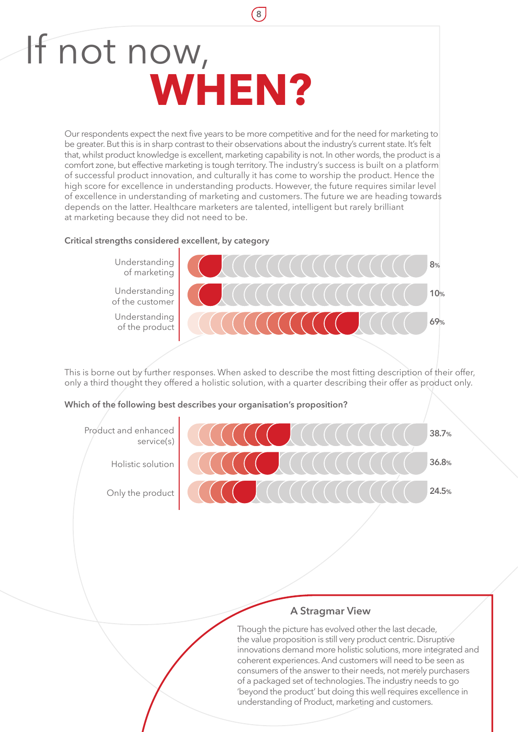# If not now, **WHEN?**

Our respondents expect the next five years to be more competitive and for the need for marketing to be greater. But this is in sharp contrast to their observations about the industry's current state. It's felt that, whilst product knowledge is excellent, marketing capability is not. In other words, the product is a comfort zone, but effective marketing is tough territory. The industry's success is built on a platform of successful product innovation, and culturally it has come to worship the product. Hence the high score for excellence in understanding products. However, the future requires similar level of excellence in understanding of marketing and customers. The future we are heading towards depends on the latter. Healthcare marketers are talented, intelligent but rarely brilliant at marketing because they did not need to be.

**Critical strengths considered excellent, by category**

| Category | % |
| --- | --- |
| Understanding of marketing | 8% |
| Understanding of the customer | 10% |
| Understanding of the product | 69% |

This is borne out by further responses. When asked to describe the most fitting description of their offer, only a third thought they offered a holistic solution, with a quarter describing their offer as product only.

**Which of the following best describes your organisation's proposition?**

| Proposition | % |
| --- | --- |
| Product and enhanced service(s) | 38.7% |
| Holistic solution | 36.8% |
| Only the product | 24.5% |

### A Stragmar View

Though the picture has evolved other the last decade, the value proposition is still very product centric. Disruptive innovations demand more holistic solutions, more integrated and coherent experiences. And customers will need to be seen as consumers of the answer to their needs, not merely purchasers of a packaged set of technologies. The industry needs to go 'beyond the product' but doing this well requires excellence in understanding of Product, marketing and customers.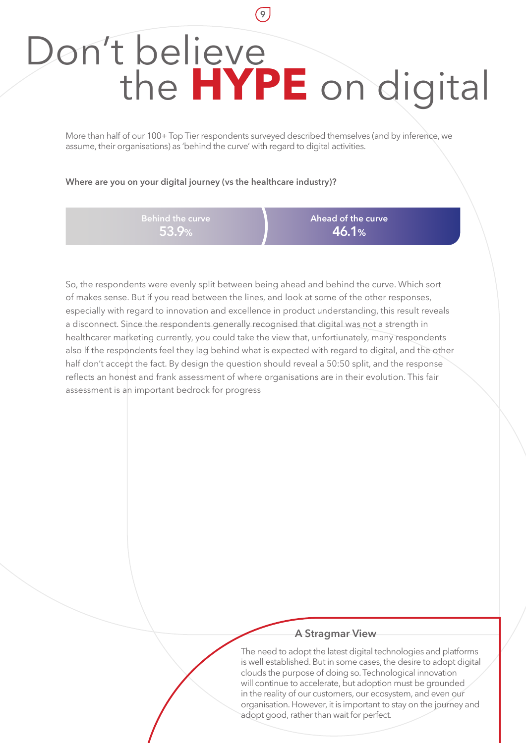# Don't believe the **HYPE** on digital

More than half of our 100+ Top Tier respondents surveyed described themselves (and by inference, we assume, their organisations) as 'behind the curve' with regard to digital activities.

**Where are you on your digital journey (vs the healthcare industry)?**

| Behind the curve | Ahead of the curve |
|---|---|
| 53.9% | 46.1% |

So, the respondents were evenly split between being ahead and behind the curve. Which sort of makes sense. But if you read between the lines, and look at some of the other responses, especially with regard to innovation and excellence in product understanding, this result reveals a disconnect. Since the respondents generally recognised that digital was not a strength in healthcarer marketing currently, you could take the view that, unfortiunately, many respondents also lf the respondents feel they lag behind what is expected with regard to digital, and the other half don't accept the fact. By design the question should reveal a 50:50 split, and the response reflects an honest and frank assessment of where organisations are in their evolution. This fair assessment is an important bedrock for progress

### A Stragmar View

The need to adopt the latest digital technologies and platforms is well established. But in some cases, the desire to adopt digital clouds the purpose of doing so. Technological innovation will continue to accelerate, but adoption must be grounded in the reality of our customers, our ecosystem, and even our organisation. However, it is important to stay on the journey and adopt good, rather than wait for perfect.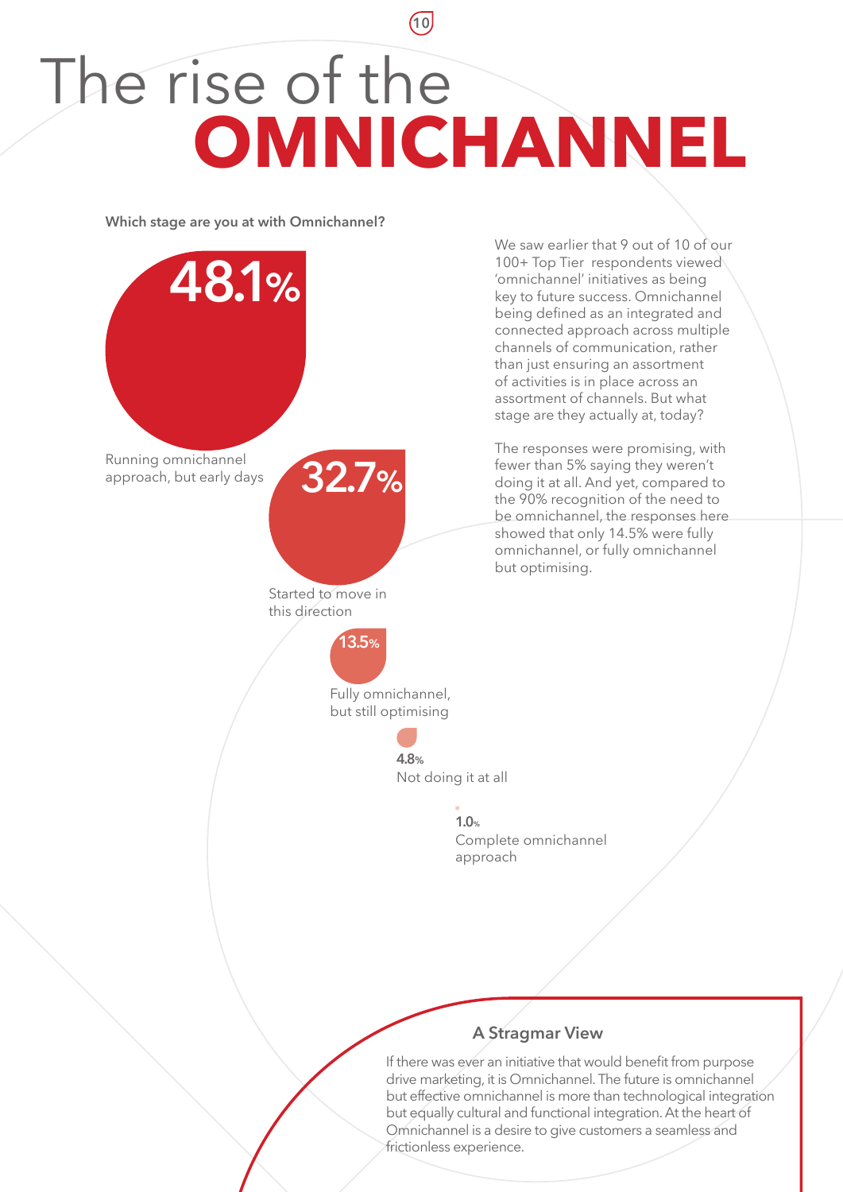# The rise of the OMNICHANNEL

**Which stage are you at with Omnichannel?**

48.1% — Running omnichannel approach, but early days

32.7% — Started to move in this direction

13.5% — Fully omnichannel, but still optimising

4.8% — Not doing it at all

1.0% — Complete omnichannel approach

We saw earlier that 9 out of 10 of our 100+ Top Tier respondents viewed 'omnichannel' initiatives as being key to future success. Omnichannel being defined as an integrated and connected approach across multiple channels of communication, rather than just ensuring an assortment of activities is in place across an assortment of channels. But what stage are they actually at, today?

The responses were promising, with fewer than 5% saying they weren't doing it at all. And yet, compared to the 90% recognition of the need to be omnichannel, the responses here showed that only 14.5% were fully omnichannel, or fully omnichannel but optimising.

## A Stragmar View

If there was ever an initiative that would benefit from purpose drive marketing, it is Omnichannel. The future is omnichannel but effective omnichannel is more than technological integration but equally cultural and functional integration. At the heart of Omnichannel is a desire to give customers a seamless and frictionless experience.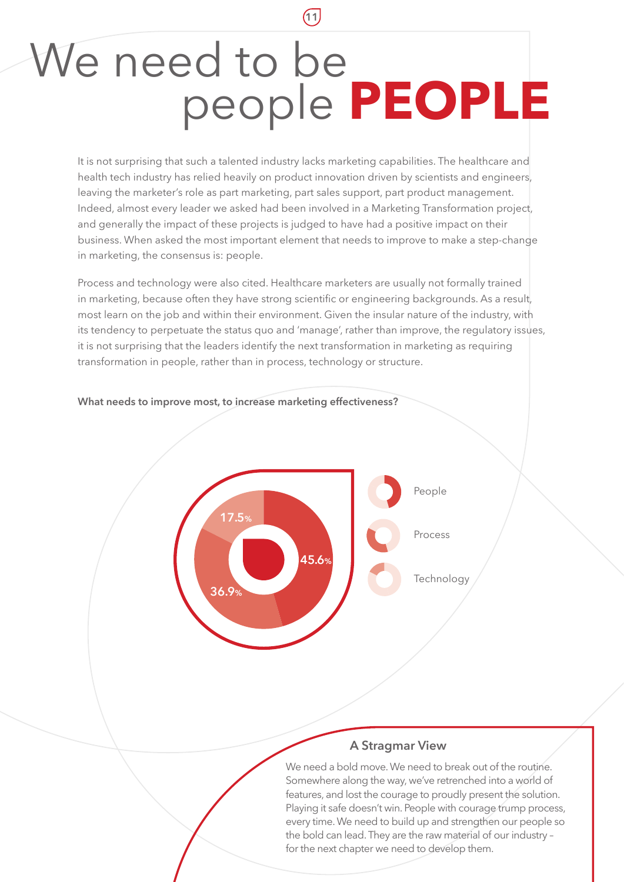# We need to be people **PEOPLE**

It is not surprising that such a talented industry lacks marketing capabilities. The healthcare and health tech industry has relied heavily on product innovation driven by scientists and engineers, leaving the marketer's role as part marketing, part sales support, part product management. Indeed, almost every leader we asked had been involved in a Marketing Transformation project, and generally the impact of these projects is judged to have had a positive impact on their business. When asked the most important element that needs to improve to make a step-change in marketing, the consensus is: people.

Process and technology were also cited. Healthcare marketers are usually not formally trained in marketing, because often they have strong scientific or engineering backgrounds. As a result, most learn on the job and within their environment. Given the insular nature of the industry, with its tendency to perpetuate the status quo and 'manage', rather than improve, the regulatory issues, it is not surprising that the leaders identify the next transformation in marketing as requiring transformation in people, rather than in process, technology or structure.

**What needs to improve most, to increase marketing effectiveness?**

| Category | Percentage |
|---|---|
| People | 45.6% |
| Process | 36.9% |
| Technology | 17.5% |

### A Stragmar View

We need a bold move. We need to break out of the routine. Somewhere along the way, we've retrenched into a world of features, and lost the courage to proudly present the solution. Playing it safe doesn't win. People with courage trump process, every time. We need to build up and strengthen our people so the bold can lead. They are the raw material of our industry – for the next chapter we need to develop them.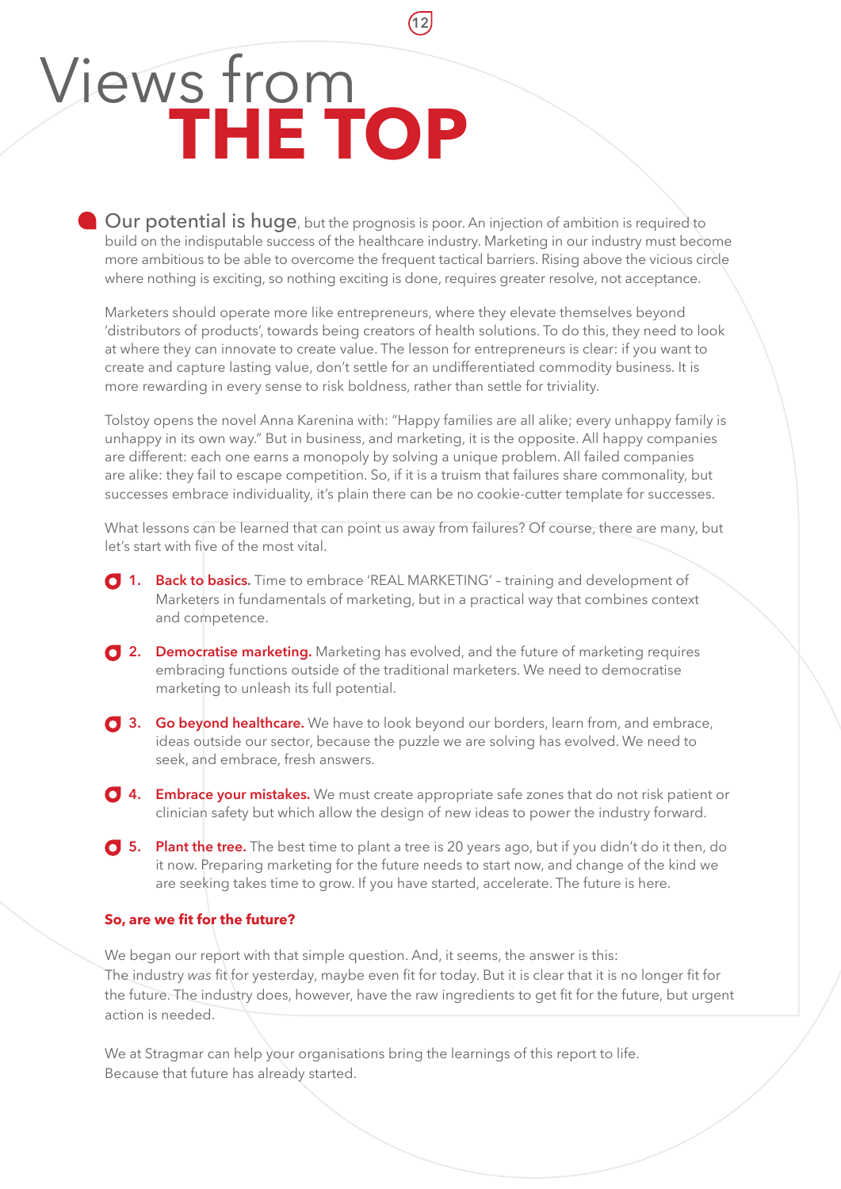# Views from THE TOP

**Our potential is huge**, but the prognosis is poor. An injection of ambition is required to build on the indisputable success of the healthcare industry. Marketing in our industry must become more ambitious to be able to overcome the frequent tactical barriers. Rising above the vicious circle where nothing is exciting, so nothing exciting is done, requires greater resolve, not acceptance.

Marketers should operate more like entrepreneurs, where they elevate themselves beyond 'distributors of products', towards being creators of health solutions. To do this, they need to look at where they can innovate to create value. The lesson for entrepreneurs is clear: if you want to create and capture lasting value, don't settle for an undifferentiated commodity business. It is more rewarding in every sense to risk boldness, rather than settle for triviality.

Tolstoy opens the novel Anna Karenina with: "Happy families are all alike; every unhappy family is unhappy in its own way." But in business, and marketing, it is the opposite. All happy companies are different: each one earns a monopoly by solving a unique problem. All failed companies are alike: they fail to escape competition. So, if it is a truism that failures share commonality, but successes embrace individuality, it's plain there can be no cookie-cutter template for successes.

What lessons can be learned that can point us away from failures? Of course, there are many, but let's start with five of the most vital.

1. **Back to basics.** Time to embrace 'REAL MARKETING' – training and development of Marketers in fundamentals of marketing, but in a practical way that combines context and competence.
2. **Democratise marketing.** Marketing has evolved, and the future of marketing requires embracing functions outside of the traditional marketers. We need to democratise marketing to unleash its full potential.
3. **Go beyond healthcare.** We have to look beyond our borders, learn from, and embrace, ideas outside our sector, because the puzzle we are solving has evolved. We need to seek, and embrace, fresh answers.
4. **Embrace your mistakes.** We must create appropriate safe zones that do not risk patient or clinician safety but which allow the design of new ideas to power the industry forward.
5. **Plant the tree.** The best time to plant a tree is 20 years ago, but if you didn't do it then, do it now. Preparing marketing for the future needs to start now, and change of the kind we are seeking takes time to grow. If you have started, accelerate. The future is here.

**So, are we fit for the future?**

We began our report with that simple question. And, it seems, the answer is this:
The industry *was* fit for yesterday, maybe even fit for today. But it is clear that it is no longer fit for the future. The industry does, however, have the raw ingredients to get fit for the future, but urgent action is needed.

We at Stragmar can help your organisations bring the learnings of this report to life.
Because that future has already started.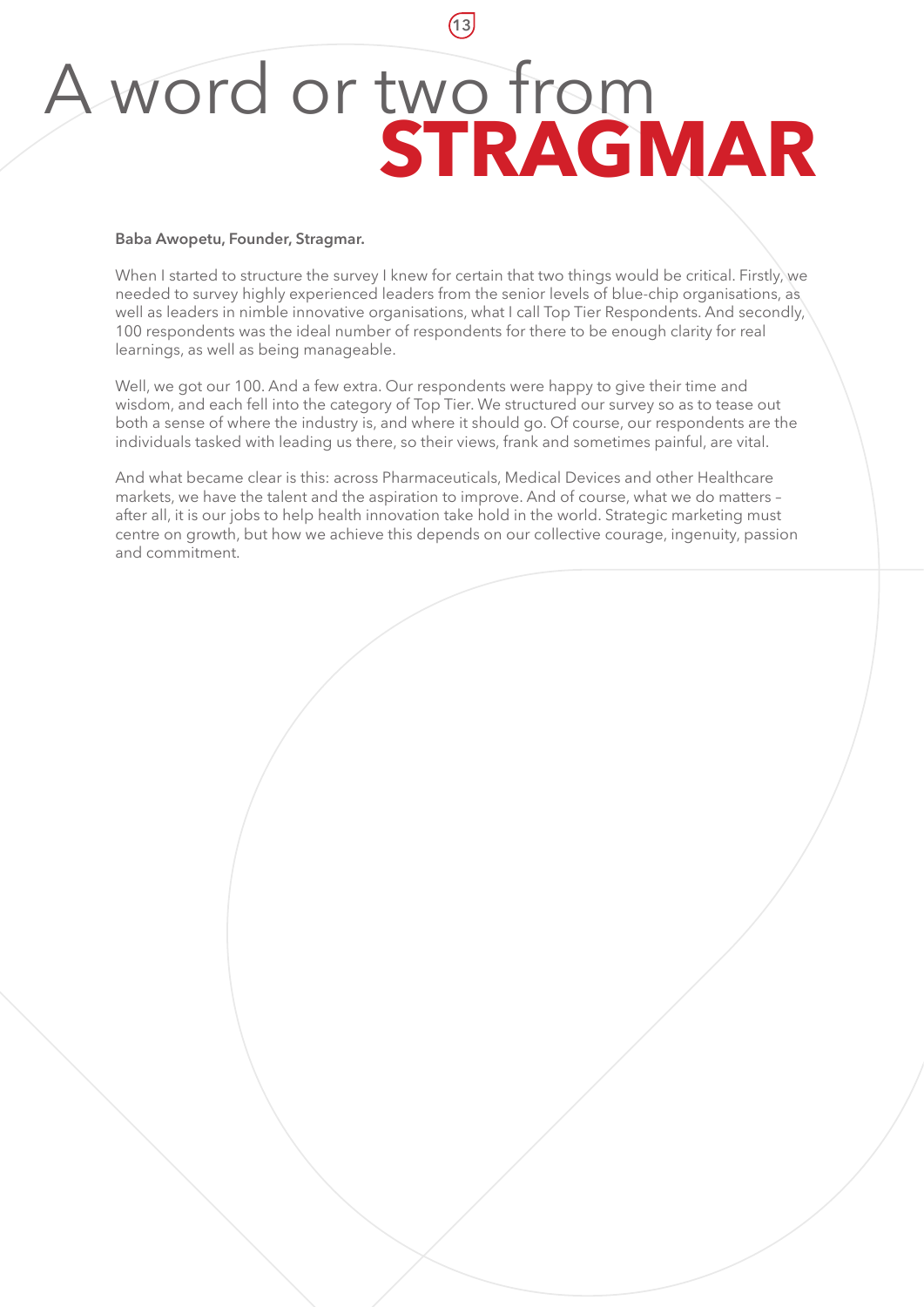# A word or two from STRAGMAR

**Baba Awopetu, Founder, Stragmar.**

When I started to structure the survey I knew for certain that two things would be critical. Firstly, we needed to survey highly experienced leaders from the senior levels of blue-chip organisations, as well as leaders in nimble innovative organisations, what I call Top Tier Respondents. And secondly, 100 respondents was the ideal number of respondents for there to be enough clarity for real learnings, as well as being manageable.

Well, we got our 100. And a few extra. Our respondents were happy to give their time and wisdom, and each fell into the category of Top Tier. We structured our survey so as to tease out both a sense of where the industry is, and where it should go. Of course, our respondents are the individuals tasked with leading us there, so their views, frank and sometimes painful, are vital.

And what became clear is this: across Pharmaceuticals, Medical Devices and other Healthcare markets, we have the talent and the aspiration to improve. And of course, what we do matters – after all, it is our jobs to help health innovation take hold in the world. Strategic marketing must centre on growth, but how we achieve this depends on our collective courage, ingenuity, passion and commitment.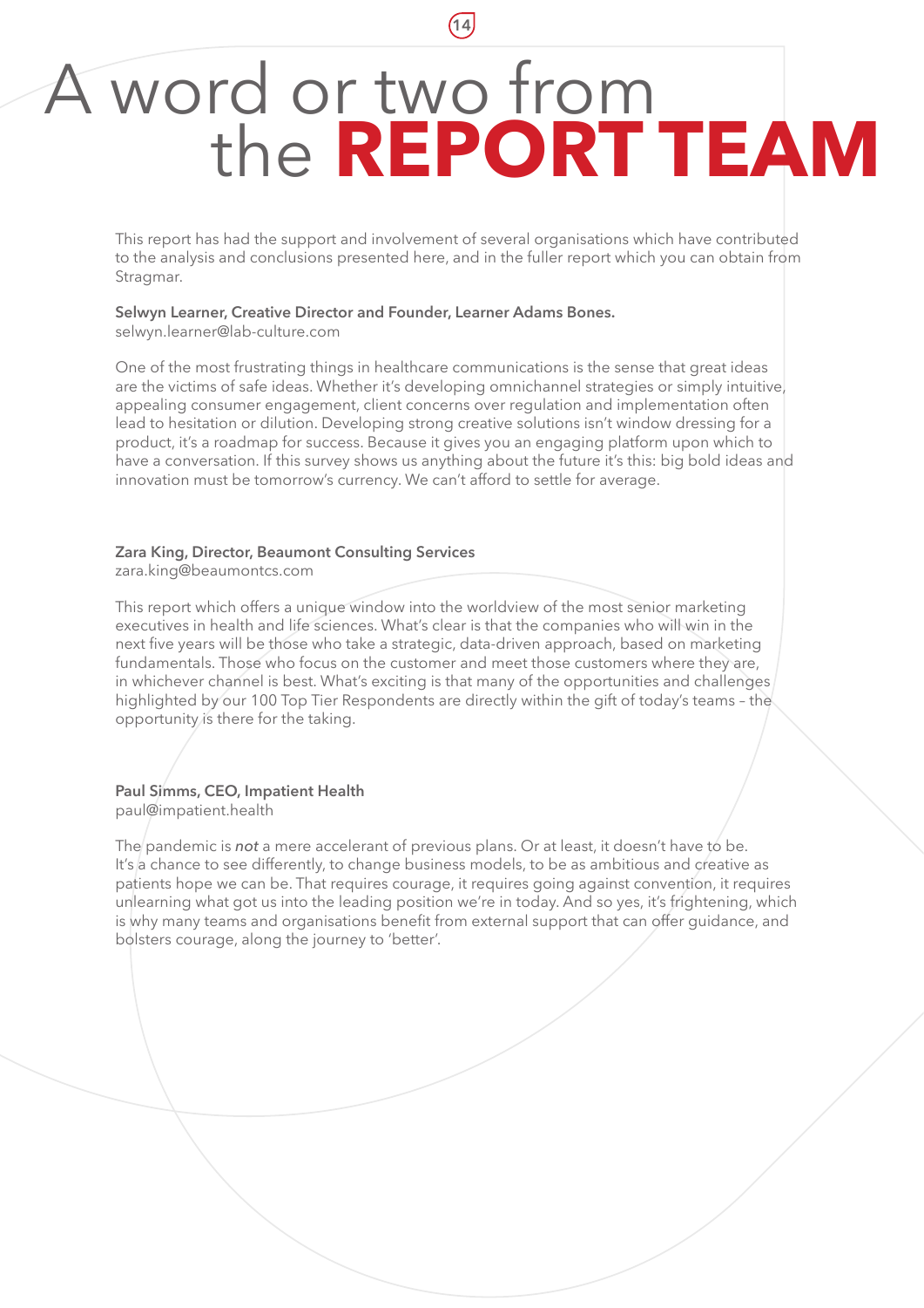# A word or two from the **REPORT TEAM**

This report has had the support and involvement of several organisations which have contributed to the analysis and conclusions presented here, and in the fuller report which you can obtain from Stragmar.

**Selwyn Learner, Creative Director and Founder, Learner Adams Bones.**
selwyn.learner@lab-culture.com

One of the most frustrating things in healthcare communications is the sense that great ideas are the victims of safe ideas. Whether it's developing omnichannel strategies or simply intuitive, appealing consumer engagement, client concerns over regulation and implementation often lead to hesitation or dilution. Developing strong creative solutions isn't window dressing for a product, it's a roadmap for success. Because it gives you an engaging platform upon which to have a conversation. If this survey shows us anything about the future it's this: big bold ideas and innovation must be tomorrow's currency. We can't afford to settle for average.

**Zara King, Director, Beaumont Consulting Services**
zara.king@beaumontcs.com

This report which offers a unique window into the worldview of the most senior marketing executives in health and life sciences. What's clear is that the companies who will win in the next five years will be those who take a strategic, data-driven approach, based on marketing fundamentals. Those who focus on the customer and meet those customers where they are, in whichever channel is best. What's exciting is that many of the opportunities and challenges highlighted by our 100 Top Tier Respondents are directly within the gift of today's teams – the opportunity is there for the taking.

**Paul Simms, CEO, Impatient Health**
paul@impatient.health

The pandemic is ***not*** a mere accelerant of previous plans. Or at least, it doesn't have to be. It's a chance to see differently, to change business models, to be as ambitious and creative as patients hope we can be. That requires courage, it requires going against convention, it requires unlearning what got us into the leading position we're in today. And so yes, it's frightening, which is why many teams and organisations benefit from external support that can offer guidance, and bolsters courage, along the journey to 'better'.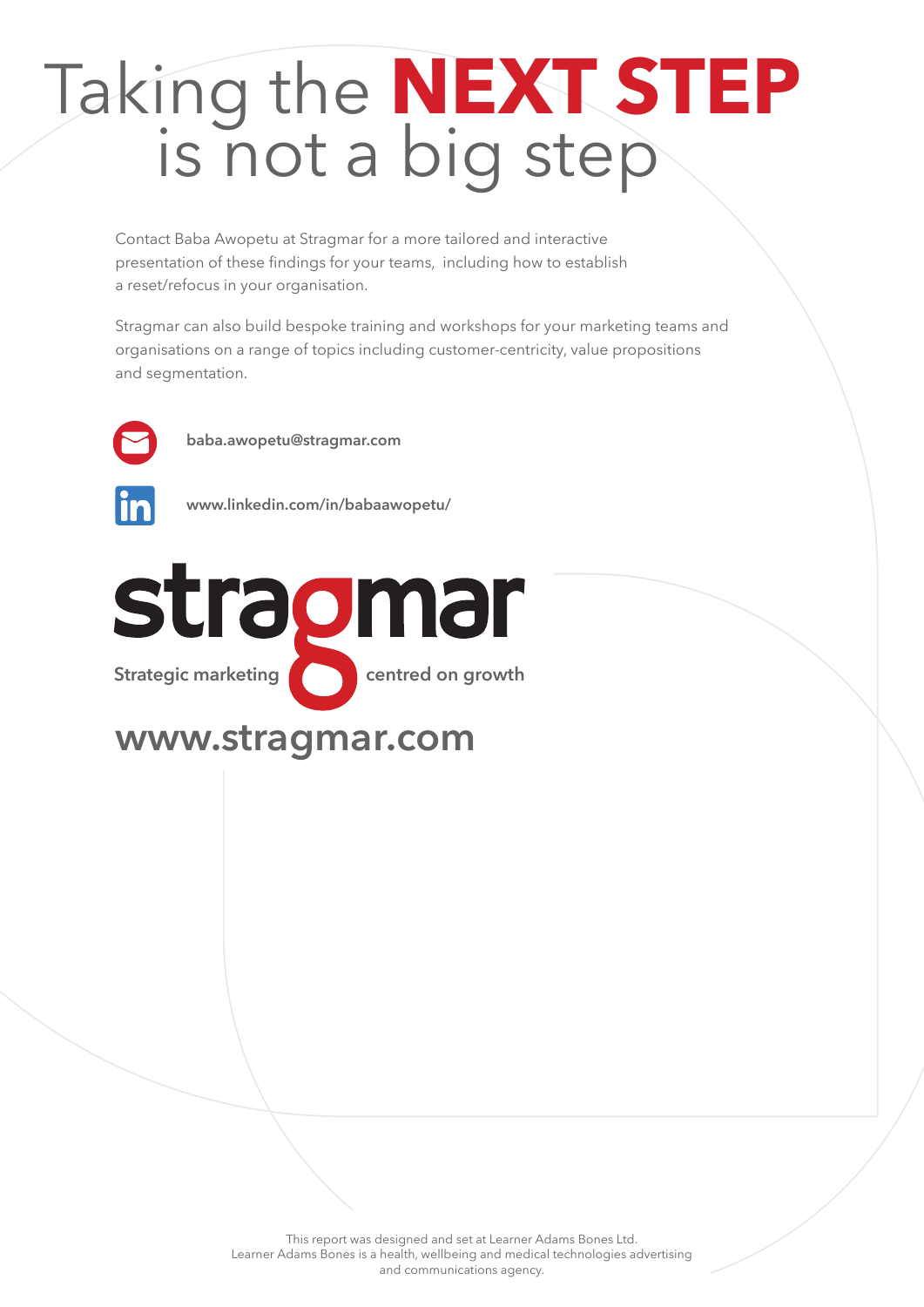# Taking the **NEXT STEP** is not a big step

Contact Baba Awopetu at Stragmar for a more tailored and interactive presentation of these findings for your teams, including how to establish a reset/refocus in your organisation.

Stragmar can also build bespoke training and workshops for your marketing teams and organisations on a range of topics including customer-centricity, value propositions and segmentation.

**baba.awopetu@stragmar.com**

**www.linkedin.com/in/babaawopetu/**

**stragmar**

**Strategic marketing centred on growth**

**www.stragmar.com**

This report was designed and set at Learner Adams Bones Ltd.
Learner Adams Bones is a health, wellbeing and medical technologies advertising and communications agency.